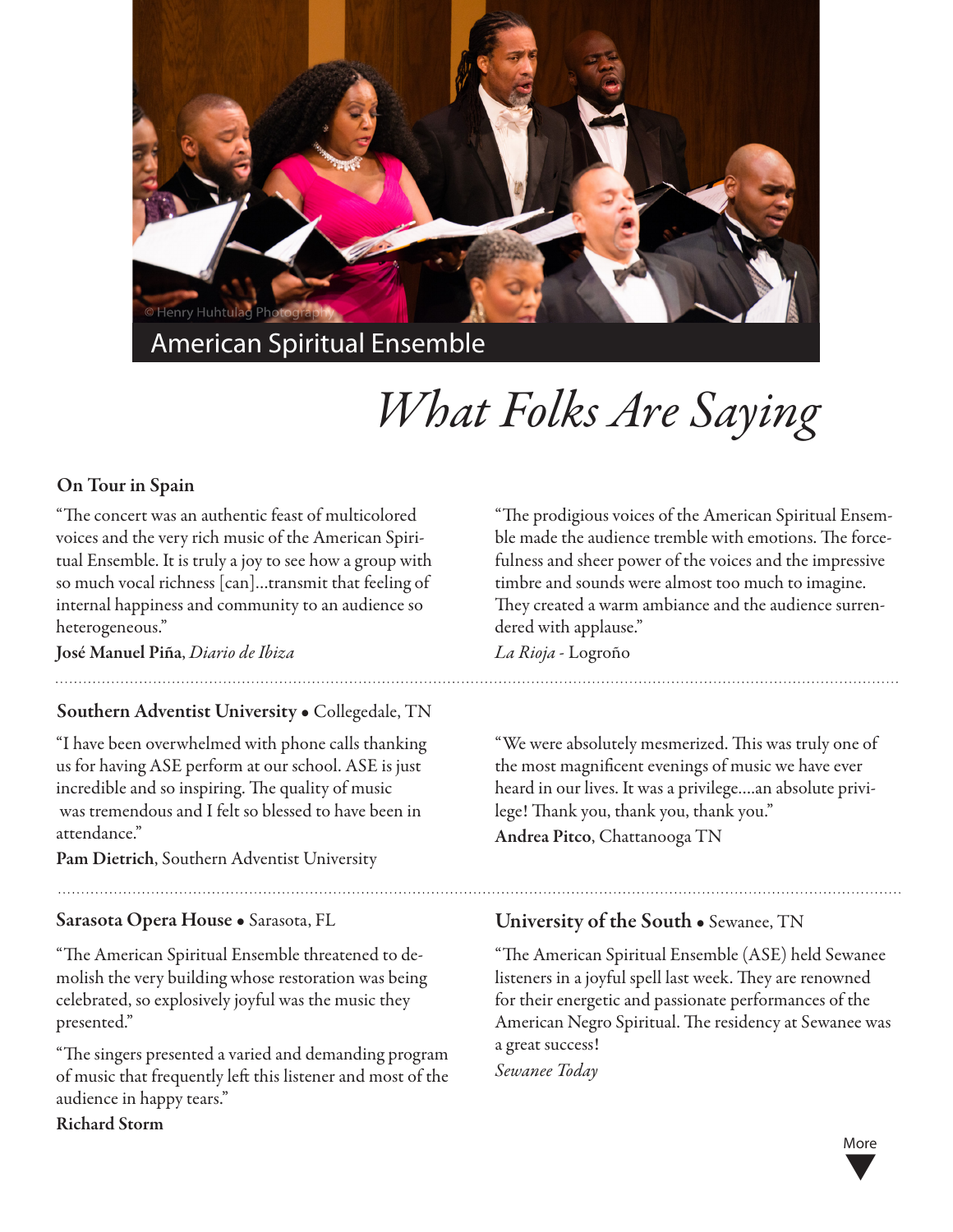American Spiritual Ensemble

# *What Folks Are Saying*

### On Tour in Spain

"The concert was an authentic feast of multicolored voices and the very rich music of the American Spiritual Ensemble. It is truly a joy to see how a group with so much vocal richness [can]...transmit that feeling of internal happiness and community to an audience so heterogeneous."

**José Manuel Piña,** *Diario de Ibiza*

"The prodigious voices of the American Spiritual Ensemble made the audience tremble with emotions. The forcefulness and sheer power of the voices and the impressive timbre and sounds were almost too much to imagine. They created a warm ambiance and the audience surrendered with applause."

*La Rioja* - Logroño

---

### Southern Adventist University • Collegedale, TN

"I have been overwhelmed with phone calls thanking us for having ASE perform at our school. ASE is just incredible and so inspiring. The quality of music was tremendous and I felt so blessed to have been in attendance."

**Pam Dietrich**, Southern Adventist University

"We were absolutely mesmerized. This was truly one of the most magnificent evenings of music we have ever heard in our lives. It was a privilege....an absolute privilege! Thank you, thank you, thank you."

**Andrea Pitco**, Chattanooga TN

---

### Sarasota Opera House • Sarasota, FL

"The American Spiritual Ensemble threatened to demolish the very building whose restoration was being celebrated, so explosively joyful was the music they presented."

"The singers presented a varied and demanding program of music that frequently left this listener and most of the audience in happy tears."

**Richard Storm**

### University of the South • Sewanee, TN

"The American Spiritual Ensemble (ASE) held Sewanee listeners in a joyful spell last week. They are renowned for their energetic and passionate performances of the American Negro Spiritual. The residency at Sewanee was a great success!

*Sewanee Today*

More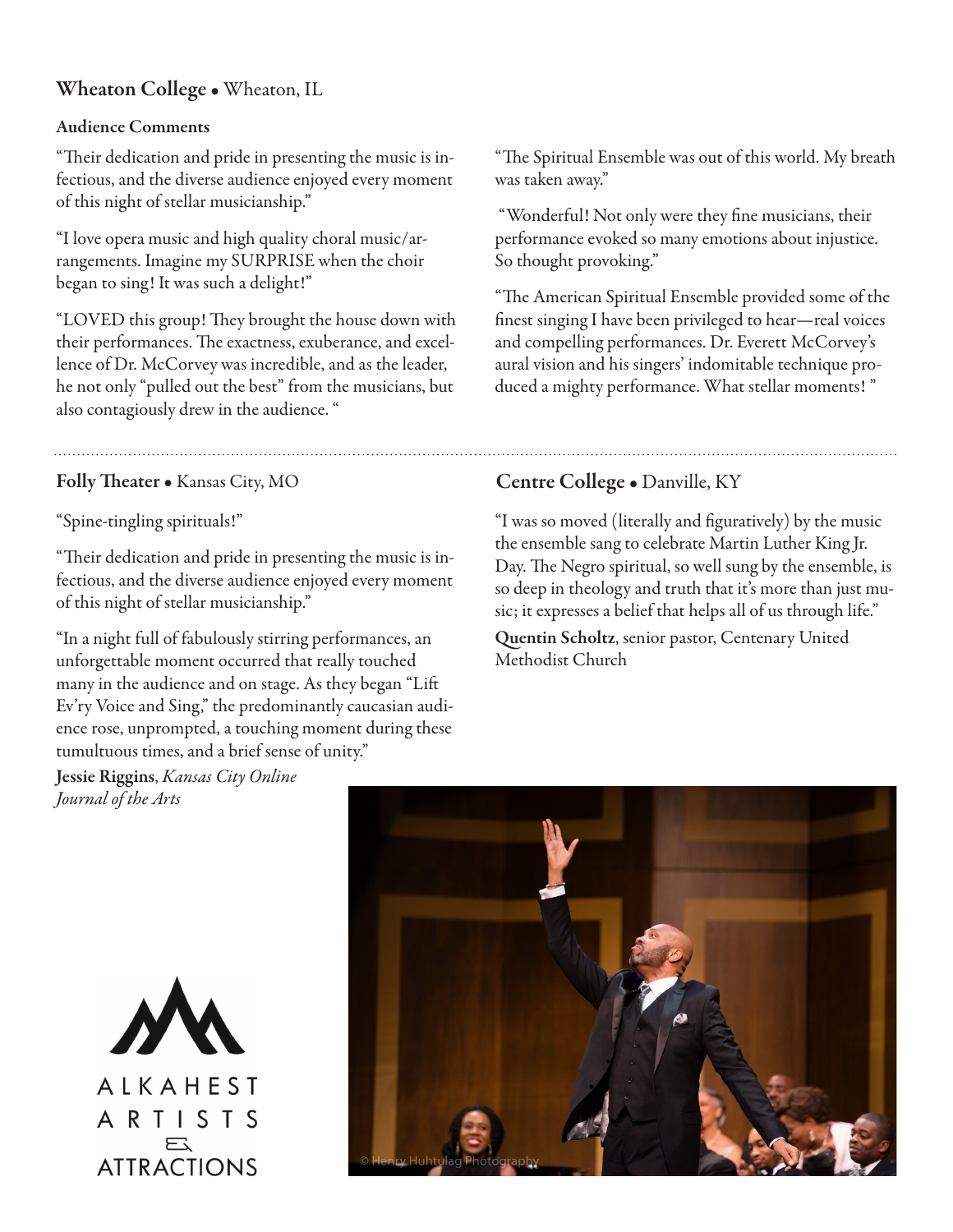## Wheaton College • Wheaton, IL

### Audience Comments

"Their dedication and pride in presenting the music is infectious, and the diverse audience enjoyed every moment of this night of stellar musicianship."

"I love opera music and high quality choral music/arrangements. Imagine my SURPRISE when the choir began to sing! It was such a delight!"

"LOVED this group! They brought the house down with their performances. The exactness, exuberance, and excellence of Dr. McCorvey was incredible, and as the leader, he not only "pulled out the best" from the musicians, but also contagiously drew in the audience. "

"The Spiritual Ensemble was out of this world. My breath was taken away."

"Wonderful! Not only were they fine musicians, their performance evoked so many emotions about injustice. So thought provoking."

"The American Spiritual Ensemble provided some of the finest singing I have been privileged to hear—real voices and compelling performances. Dr. Everett McCorvey's aural vision and his singers' indomitable technique produced a mighty performance. What stellar moments! "

## Folly Theater • Kansas City, MO

"Spine-tingling spirituals!"

"Their dedication and pride in presenting the music is infectious, and the diverse audience enjoyed every moment of this night of stellar musicianship."

"In a night full of fabulously stirring performances, an unforgettable moment occurred that really touched many in the audience and on stage. As they began "Lift Ev'ry Voice and Sing," the predominantly caucasian audience rose, unprompted, a touching moment during these tumultuous times, and a brief sense of unity."

**Jessie Riggins**, *Kansas City Online Journal of the Arts*

## Centre College • Danville, KY

"I was so moved (literally and figuratively) by the music the ensemble sang to celebrate Martin Luther King Jr. Day. The Negro spiritual, so well sung by the ensemble, is so deep in theology and truth that it's more than just music; it expresses a belief that helps all of us through life."

**Quentin Scholtz**, senior pastor, Centenary United Methodist Church

ALKAHEST ARTISTS & ATTRACTIONS

© Henry Huhtulag Photography